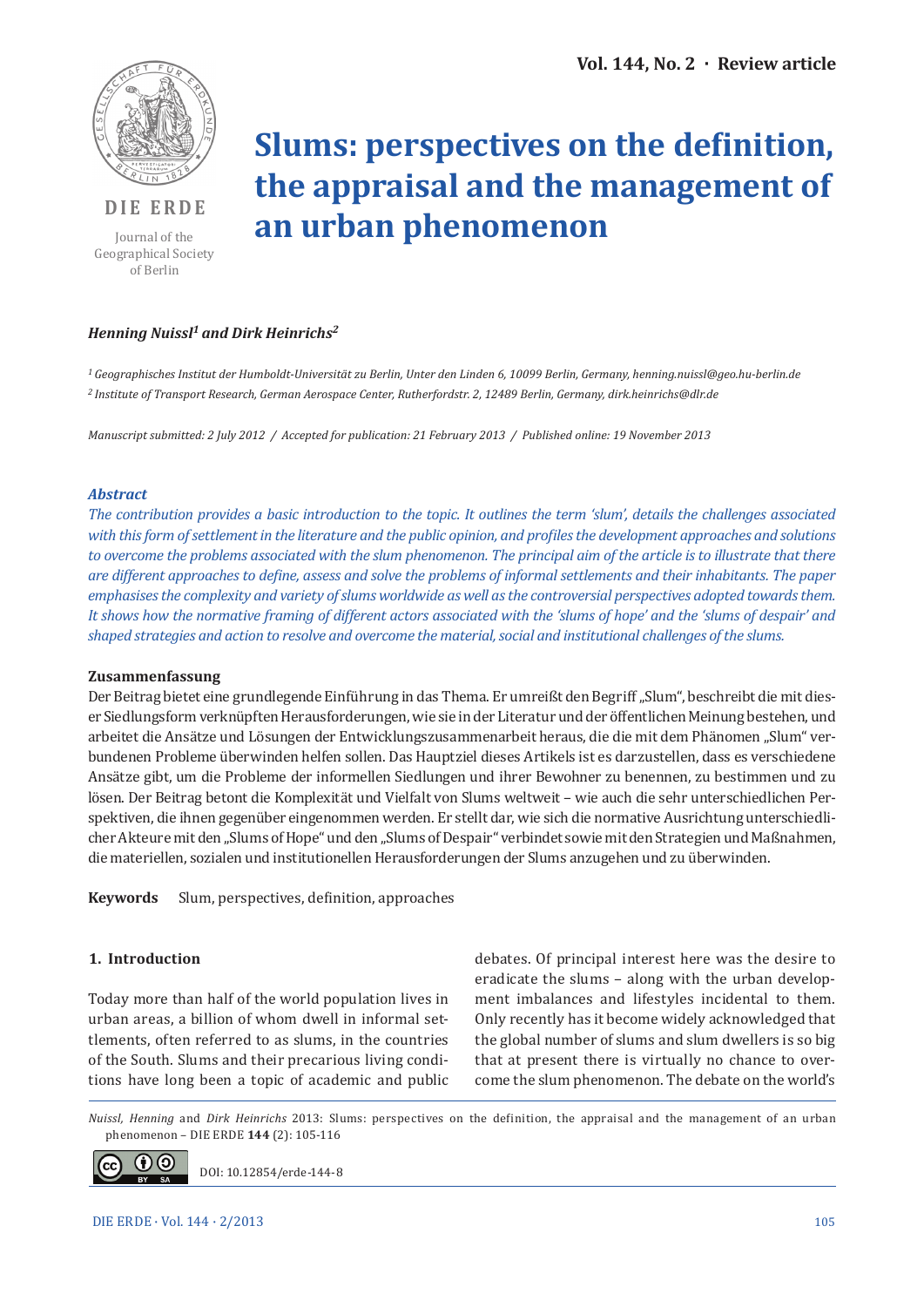Vol. 144, No. 2 · Review article

DIE ERDE

Journal of the Geographical Society of Berlin

# Slums: perspectives on the definition, the appraisal and the management of an urban phenomenon

***Henning Nuissl[1] and Dirk Heinrichs[2]***

*[1] Geographisches Institut der Humboldt-Universität zu Berlin, Unter den Linden 6, 10099 Berlin, Germany, henning.nuissl@geo.hu-berlin.de*
*[2] Institute of Transport Research, German Aerospace Center, Rutherfordstr. 2, 12489 Berlin, Germany, dirk.heinrichs@dlr.de*

*Manuscript submitted: 2 July 2012 / Accepted for publication: 21 February 2013 / Published online: 19 November 2013*

### *Abstract*

*The contribution provides a basic introduction to the topic. It outlines the term 'slum', details the challenges associated with this form of settlement in the literature and the public opinion, and profiles the development approaches and solutions to overcome the problems associated with the slum phenomenon. The principal aim of the article is to illustrate that there are different approaches to define, assess and solve the problems of informal settlements and their inhabitants. The paper emphasises the complexity and variety of slums worldwide as well as the controversial perspectives adopted towards them. It shows how the normative framing of different actors associated with the 'slums of hope' and the 'slums of despair' and shaped strategies and action to resolve and overcome the material, social and institutional challenges of the slums.*

### Zusammenfassung

Der Beitrag bietet eine grundlegende Einführung in das Thema. Er umreißt den Begriff „Slum", beschreibt die mit dieser Siedlungsform verknüpften Herausforderungen, wie sie in der Literatur und der öffentlichen Meinung bestehen, und arbeitet die Ansätze und Lösungen der Entwicklungszusammenarbeit heraus, die die mit dem Phänomen „Slum" verbundenen Probleme überwinden helfen sollen. Das Hauptziel dieses Artikels ist es darzustellen, dass es verschiedene Ansätze gibt, um die Probleme der informellen Siedlungen und ihrer Bewohner zu benennen, zu bestimmen und zu lösen. Der Beitrag betont die Komplexität und Vielfalt von Slums weltweit – wie auch die sehr unterschiedlichen Perspektiven, die ihnen gegenüber eingenommen werden. Er stellt dar, wie sich die normative Ausrichtung unterschiedlicher Akteure mit den „Slums of Hope" und den „Slums of Despair" verbindet sowie mit den Strategien und Maßnahmen, die materiellen, sozialen und institutionellen Herausforderungen der Slums anzugehen und zu überwinden.

**Keywords** Slum, perspectives, definition, approaches

## 1. Introduction

Today more than half of the world population lives in urban areas, a billion of whom dwell in informal settlements, often referred to as slums, in the countries of the South. Slums and their precarious living conditions have long been a topic of academic and public debates. Of principal interest here was the desire to eradicate the slums – along with the urban development imbalances and lifestyles incidental to them. Only recently has it become widely acknowledged that the global number of slums and slum dwellers is so big that at present there is virtually no chance to overcome the slum phenomenon. The debate on the world's

*Nuissl, Henning* and *Dirk Heinrichs* 2013: Slums: perspectives on the definition, the appraisal and the management of an urban phenomenon – DIE ERDE **144** (2): 105-116

DOI: 10.12854/erde-144-8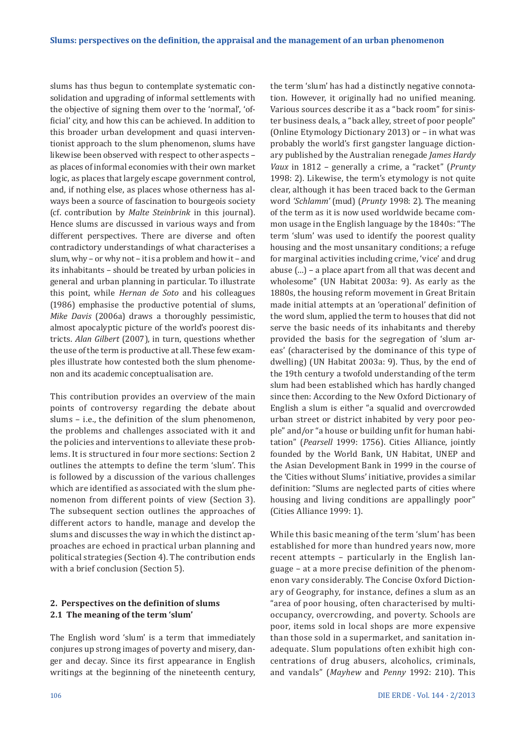slums has thus begun to contemplate systematic consolidation and upgrading of informal settlements with the objective of signing them over to the 'normal', 'official' city, and how this can be achieved. In addition to this broader urban development and quasi interventionist approach to the slum phenomenon, slums have likewise been observed with respect to other aspects – as places of informal economies with their own market logic, as places that largely escape government control, and, if nothing else, as places whose otherness has always been a source of fascination to bourgeois society (cf. contribution by *Malte Steinbrink* in this journal). Hence slums are discussed in various ways and from different perspectives. There are diverse and often contradictory understandings of what characterises a slum, why – or why not – it is a problem and how it – and its inhabitants – should be treated by urban policies in general and urban planning in particular. To illustrate this point, while *Hernan de Soto* and his colleagues (1986) emphasise the productive potential of slums, *Mike Davis* (2006a) draws a thoroughly pessimistic, almost apocalyptic picture of the world's poorest districts. *Alan Gilbert* (2007), in turn, questions whether the use of the term is productive at all. These few examples illustrate how contested both the slum phenomenon and its academic conceptualisation are.

This contribution provides an overview of the main points of controversy regarding the debate about slums – i.e., the definition of the slum phenomenon, the problems and challenges associated with it and the policies and interventions to alleviate these problems. It is structured in four more sections: Section 2 outlines the attempts to define the term 'slum'. This is followed by a discussion of the various challenges which are identified as associated with the slum phenomenon from different points of view (Section 3). The subsequent section outlines the approaches of different actors to handle, manage and develop the slums and discusses the way in which the distinct approaches are echoed in practical urban planning and political strategies (Section 4). The contribution ends with a brief conclusion (Section 5).

## 2. Perspectives on the definition of slums

### 2.1 The meaning of the term 'slum'

The English word 'slum' is a term that immediately conjures up strong images of poverty and misery, danger and decay. Since its first appearance in English writings at the beginning of the nineteenth century, the term 'slum' has had a distinctly negative connotation. However, it originally had no unified meaning. Various sources describe it as a "back room" for sinister business deals, a "back alley, street of poor people" (Online Etymology Dictionary 2013) or – in what was probably the world's first gangster language dictionary published by the Australian renegade *James Hardy Vaux* in 1812 – generally a crime, a "racket" (*Prunty* 1998: 2). Likewise, the term's etymology is not quite clear, although it has been traced back to the German word *'Schlamm'* (mud) (*Prunty* 1998: 2). The meaning of the term as it is now used worldwide became common usage in the English language by the 1840s: "The term 'slum' was used to identify the poorest quality housing and the most unsanitary conditions; a refuge for marginal activities including crime, 'vice' and drug abuse (...) – a place apart from all that was decent and wholesome" (UN Habitat 2003a: 9). As early as the 1880s, the housing reform movement in Great Britain made initial attempts at an 'operational' definition of the word slum, applied the term to houses that did not serve the basic needs of its inhabitants and thereby provided the basis for the segregation of 'slum areas' (characterised by the dominance of this type of dwelling) (UN Habitat 2003a: 9). Thus, by the end of the 19th century a twofold understanding of the term slum had been established which has hardly changed since then: According to the New Oxford Dictionary of English a slum is either "a squalid and overcrowded urban street or district inhabited by very poor people" and/or "a house or building unfit for human habitation" (*Pearsell* 1999: 1756). Cities Alliance, jointly founded by the World Bank, UN Habitat, UNEP and the Asian Development Bank in 1999 in the course of the 'Cities without Slums' initiative, provides a similar definition: "Slums are neglected parts of cities where housing and living conditions are appallingly poor" (Cities Alliance 1999: 1).

While this basic meaning of the term 'slum' has been established for more than hundred years now, more recent attempts – particularly in the English language – at a more precise definition of the phenomenon vary considerably. The Concise Oxford Dictionary of Geography, for instance, defines a slum as an "area of poor housing, often characterised by multi-occupancy, overcrowding, and poverty. Schools are poor, items sold in local shops are more expensive than those sold in a supermarket, and sanitation inadequate. Slum populations often exhibit high concentrations of drug abusers, alcoholics, criminals, and vandals" (*Mayhew* and *Penny* 1992: 210). This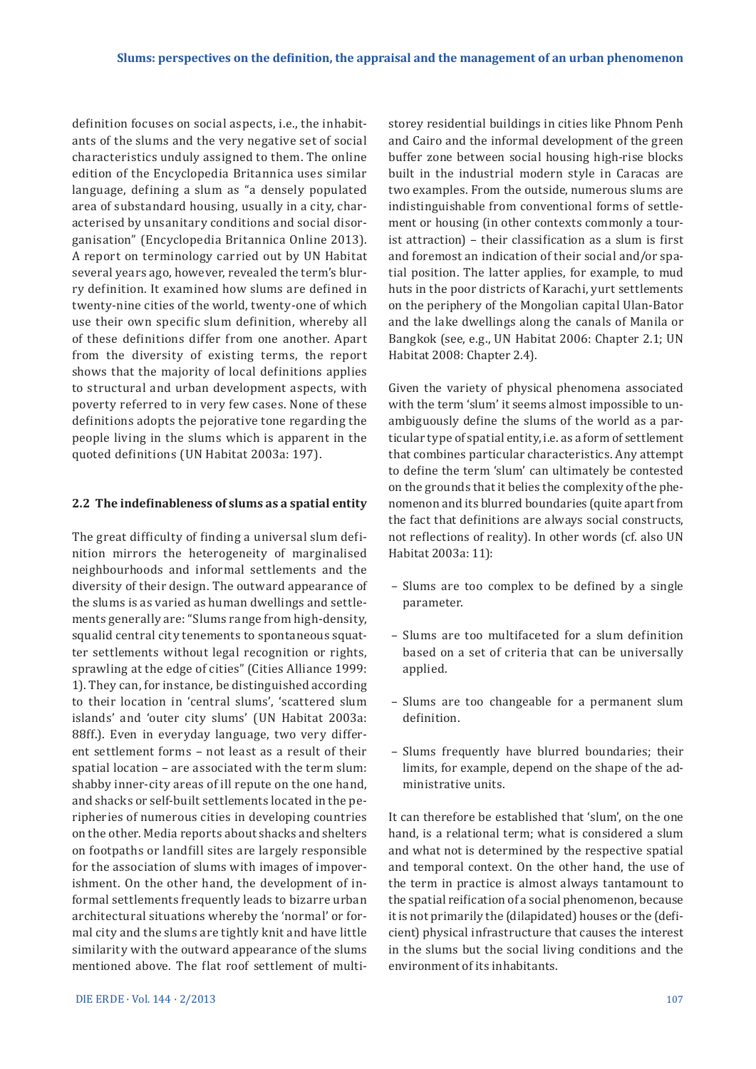definition focuses on social aspects, i.e., the inhabitants of the slums and the very negative set of social characteristics unduly assigned to them. The online edition of the Encyclopedia Britannica uses similar language, defining a slum as "a densely populated area of substandard housing, usually in a city, characterised by unsanitary conditions and social disorganisation" (Encyclopedia Britannica Online 2013). A report on terminology carried out by UN Habitat several years ago, however, revealed the term's blurry definition. It examined how slums are defined in twenty-nine cities of the world, twenty-one of which use their own specific slum definition, whereby all of these definitions differ from one another. Apart from the diversity of existing terms, the report shows that the majority of local definitions applies to structural and urban development aspects, with poverty referred to in very few cases. None of these definitions adopts the pejorative tone regarding the people living in the slums which is apparent in the quoted definitions (UN Habitat 2003a: 197).

### 2.2 The indefinableness of slums as a spatial entity

The great difficulty of finding a universal slum definition mirrors the heterogeneity of marginalised neighbourhoods and informal settlements and the diversity of their design. The outward appearance of the slums is as varied as human dwellings and settlements generally are: "Slums range from high-density, squalid central city tenements to spontaneous squatter settlements without legal recognition or rights, sprawling at the edge of cities" (Cities Alliance 1999: 1). They can, for instance, be distinguished according to their location in 'central slums', 'scattered slum islands' and 'outer city slums' (UN Habitat 2003a: 88ff.). Even in everyday language, two very different settlement forms – not least as a result of their spatial location – are associated with the term slum: shabby inner-city areas of ill repute on the one hand, and shacks or self-built settlements located in the peripheries of numerous cities in developing countries on the other. Media reports about shacks and shelters on footpaths or landfill sites are largely responsible for the association of slums with images of impoverishment. On the other hand, the development of informal settlements frequently leads to bizarre urban architectural situations whereby the 'normal' or formal city and the slums are tightly knit and have little similarity with the outward appearance of the slums mentioned above. The flat roof settlement of multi-storey residential buildings in cities like Phnom Penh and Cairo and the informal development of the green buffer zone between social housing high-rise blocks built in the industrial modern style in Caracas are two examples. From the outside, numerous slums are indistinguishable from conventional forms of settlement or housing (in other contexts commonly a tourist attraction) – their classification as a slum is first and foremost an indication of their social and/or spatial position. The latter applies, for example, to mud huts in the poor districts of Karachi, yurt settlements on the periphery of the Mongolian capital Ulan-Bator and the lake dwellings along the canals of Manila or Bangkok (see, e.g., UN Habitat 2006: Chapter 2.1; UN Habitat 2008: Chapter 2.4).

Given the variety of physical phenomena associated with the term 'slum' it seems almost impossible to unambiguously define the slums of the world as a particular type of spatial entity, i.e. as a form of settlement that combines particular characteristics. Any attempt to define the term 'slum' can ultimately be contested on the grounds that it belies the complexity of the phenomenon and its blurred boundaries (quite apart from the fact that definitions are always social constructs, not reflections of reality). In other words (cf. also UN Habitat 2003a: 11):

- Slums are too complex to be defined by a single parameter.
- Slums are too multifaceted for a slum definition based on a set of criteria that can be universally applied.
- Slums are too changeable for a permanent slum definition.
- Slums frequently have blurred boundaries; their limits, for example, depend on the shape of the administrative units.

It can therefore be established that 'slum', on the one hand, is a relational term; what is considered a slum and what not is determined by the respective spatial and temporal context. On the other hand, the use of the term in practice is almost always tantamount to the spatial reification of a social phenomenon, because it is not primarily the (dilapidated) houses or the (deficient) physical infrastructure that causes the interest in the slums but the social living conditions and the environment of its inhabitants.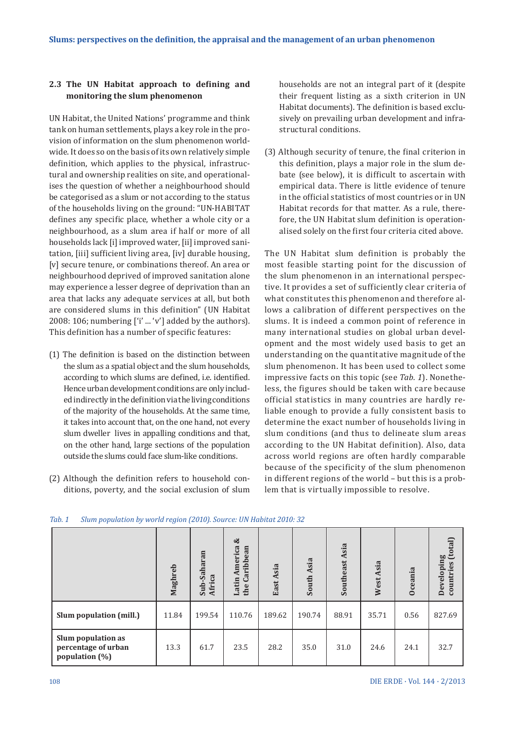### 2.3 The UN Habitat approach to defining and monitoring the slum phenomenon

UN Habitat, the United Nations' programme and think tank on human settlements, plays a key role in the provision of information on the slum phenomenon worldwide. It does so on the basis of its own relatively simple definition, which applies to the physical, infrastructural and ownership realities on site, and operationalises the question of whether a neighbourhood should be categorised as a slum or not according to the status of the households living on the ground: "UN-HABITAT defines any specific place, whether a whole city or a neighbourhood, as a slum area if half or more of all households lack [i] improved water, [ii] improved sanitation, [iii] sufficient living area, [iv] durable housing, [v] secure tenure, or combinations thereof. An area or neighbourhood deprived of improved sanitation alone may experience a lesser degree of deprivation than an area that lacks any adequate services at all, but both are considered slums in this definition" (UN Habitat 2008: 106; numbering ['i' ... 'v'] added by the authors). This definition has a number of specific features:

(1) The definition is based on the distinction between the slum as a spatial object and the slum households, according to which slums are defined, i.e. identified. Hence urban development conditions are only included indirectly in the definition via the living conditions of the majority of the households. At the same time, it takes into account that, on the one hand, not every slum dweller lives in appalling conditions and that, on the other hand, large sections of the population outside the slums could face slum-like conditions.

(2) Although the definition refers to household conditions, poverty, and the social exclusion of slum households are not an integral part of it (despite their frequent listing as a sixth criterion in UN Habitat documents). The definition is based exclusively on prevailing urban development and infrastructural conditions.

(3) Although security of tenure, the final criterion in this definition, plays a major role in the slum debate (see below), it is difficult to ascertain with empirical data. There is little evidence of tenure in the official statistics of most countries or in UN Habitat records for that matter. As a rule, therefore, the UN Habitat slum definition is operationalised solely on the first four criteria cited above.

The UN Habitat slum definition is probably the most feasible starting point for the discussion of the slum phenomenon in an international perspective. It provides a set of sufficiently clear criteria of what constitutes this phenomenon and therefore allows a calibration of different perspectives on the slums. It is indeed a common point of reference in many international studies on global urban development and the most widely used basis to get an understanding on the quantitative magnitude of the slum phenomenon. It has been used to collect some impressive facts on this topic (see *Tab. 1*). Nonetheless, the figures should be taken with care because official statistics in many countries are hardly reliable enough to provide a fully consistent basis to determine the exact number of households living in slum conditions (and thus to delineate slum areas according to the UN Habitat definition). Also, data across world regions are often hardly comparable because of the specificity of the slum phenomenon in different regions of the world – but this is a problem that is virtually impossible to resolve.

*Tab. 1 Slum population by world region (2010). Source: UN Habitat 2010: 32*

| | Maghreb | Sub-Saharan Africa | Latin America & the Caribbean | East Asia | South Asia | Southeast Asia | West Asia | Oceania | Developing countries (total) |
|---|---|---|---|---|---|---|---|---|---|
| **Slum population (mill.)** | 11.84 | 199.54 | 110.76 | 189.62 | 190.74 | 88.91 | 35.71 | 0.56 | 827.69 |
| **Slum population as percentage of urban population (%)** | 13.3 | 61.7 | 23.5 | 28.2 | 35.0 | 31.0 | 24.6 | 24.1 | 32.7 |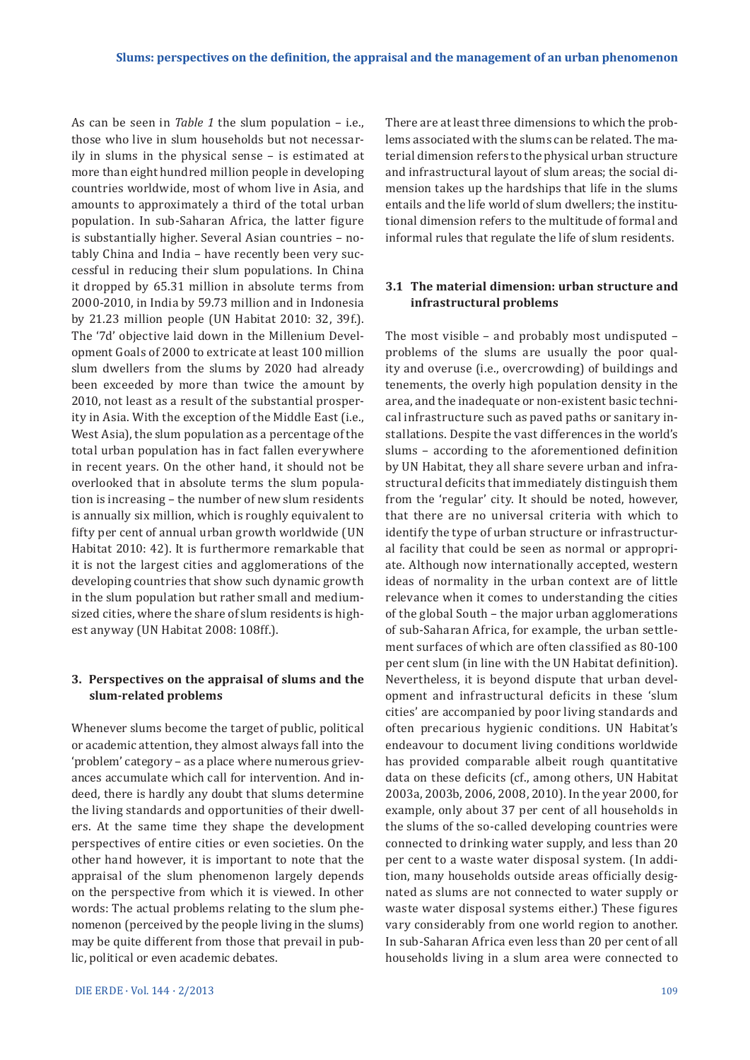As can be seen in *Table 1* the slum population – i.e., those who live in slum households but not necessarily in slums in the physical sense – is estimated at more than eight hundred million people in developing countries worldwide, most of whom live in Asia, and amounts to approximately a third of the total urban population. In sub-Saharan Africa, the latter figure is substantially higher. Several Asian countries – notably China and India – have recently been very successful in reducing their slum populations. In China it dropped by 65.31 million in absolute terms from 2000-2010, in India by 59.73 million and in Indonesia by 21.23 million people (UN Habitat 2010: 32, 39f.). The '7d' objective laid down in the Millenium Development Goals of 2000 to extricate at least 100 million slum dwellers from the slums by 2020 had already been exceeded by more than twice the amount by 2010, not least as a result of the substantial prosperity in Asia. With the exception of the Middle East (i.e., West Asia), the slum population as a percentage of the total urban population has in fact fallen everywhere in recent years. On the other hand, it should not be overlooked that in absolute terms the slum population is increasing – the number of new slum residents is annually six million, which is roughly equivalent to fifty per cent of annual urban growth worldwide (UN Habitat 2010: 42). It is furthermore remarkable that it is not the largest cities and agglomerations of the developing countries that show such dynamic growth in the slum population but rather small and medium-sized cities, where the share of slum residents is highest anyway (UN Habitat 2008: 108ff.).

## 3. Perspectives on the appraisal of slums and the slum-related problems

Whenever slums become the target of public, political or academic attention, they almost always fall into the 'problem' category – as a place where numerous grievances accumulate which call for intervention. And indeed, there is hardly any doubt that slums determine the living standards and opportunities of their dwellers. At the same time they shape the development perspectives of entire cities or even societies. On the other hand however, it is important to note that the appraisal of the slum phenomenon largely depends on the perspective from which it is viewed. In other words: The actual problems relating to the slum phenomenon (perceived by the people living in the slums) may be quite different from those that prevail in public, political or even academic debates.

There are at least three dimensions to which the problems associated with the slums can be related. The material dimension refers to the physical urban structure and infrastructural layout of slum areas; the social dimension takes up the hardships that life in the slums entails and the life world of slum dwellers; the institutional dimension refers to the multitude of formal and informal rules that regulate the life of slum residents.

### 3.1 The material dimension: urban structure and infrastructural problems

The most visible – and probably most undisputed – problems of the slums are usually the poor quality and overuse (i.e., overcrowding) of buildings and tenements, the overly high population density in the area, and the inadequate or non-existent basic technical infrastructure such as paved paths or sanitary installations. Despite the vast differences in the world's slums – according to the aforementioned definition by UN Habitat, they all share severe urban and infrastructural deficits that immediately distinguish them from the 'regular' city. It should be noted, however, that there are no universal criteria with which to identify the type of urban structure or infrastructural facility that could be seen as normal or appropriate. Although now internationally accepted, western ideas of normality in the urban context are of little relevance when it comes to understanding the cities of the global South – the major urban agglomerations of sub-Saharan Africa, for example, the urban settlement surfaces of which are often classified as 80-100 per cent slum (in line with the UN Habitat definition). Nevertheless, it is beyond dispute that urban development and infrastructural deficits in these 'slum cities' are accompanied by poor living standards and often precarious hygienic conditions. UN Habitat's endeavour to document living conditions worldwide has provided comparable albeit rough quantitative data on these deficits (cf., among others, UN Habitat 2003a, 2003b, 2006, 2008, 2010). In the year 2000, for example, only about 37 per cent of all households in the slums of the so-called developing countries were connected to drinking water supply, and less than 20 per cent to a waste water disposal system. (In addition, many households outside areas officially designated as slums are not connected to water supply or waste water disposal systems either.) These figures vary considerably from one world region to another. In sub-Saharan Africa even less than 20 per cent of all households living in a slum area were connected to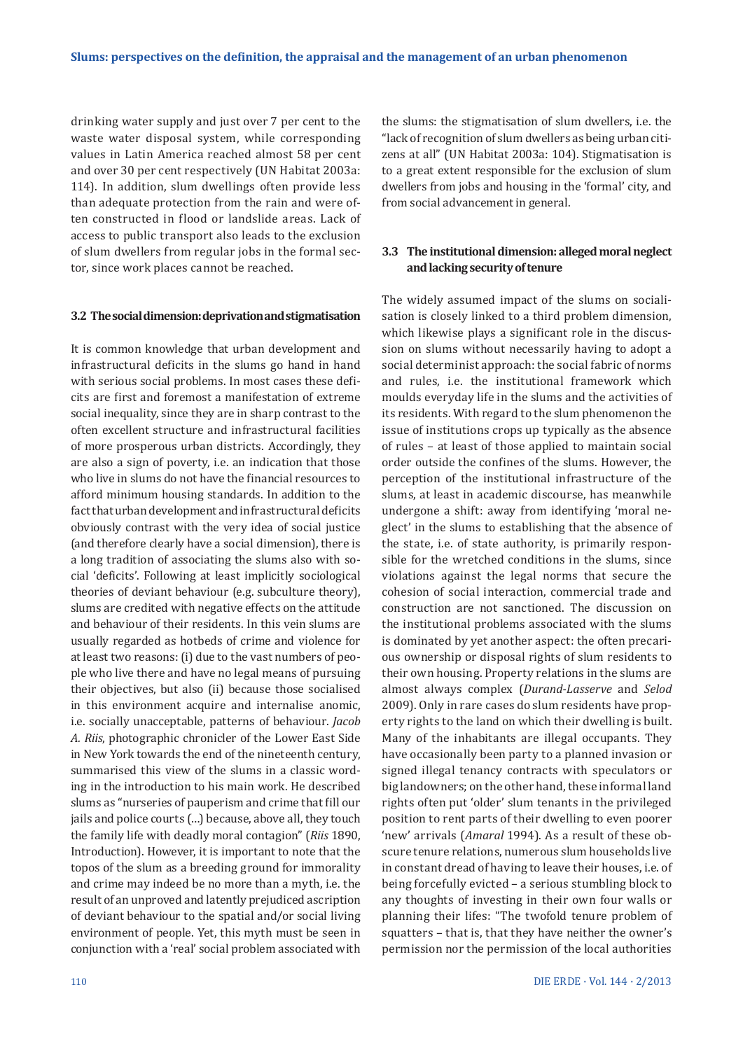drinking water supply and just over 7 per cent to the waste water disposal system, while corresponding values in Latin America reached almost 58 per cent and over 30 per cent respectively (UN Habitat 2003a: 114). In addition, slum dwellings often provide less than adequate protection from the rain and were often constructed in flood or landslide areas. Lack of access to public transport also leads to the exclusion of slum dwellers from regular jobs in the formal sector, since work places cannot be reached.

### 3.2 The social dimension: deprivation and stigmatisation

It is common knowledge that urban development and infrastructural deficits in the slums go hand in hand with serious social problems. In most cases these deficits are first and foremost a manifestation of extreme social inequality, since they are in sharp contrast to the often excellent structure and infrastructural facilities of more prosperous urban districts. Accordingly, they are also a sign of poverty, i.e. an indication that those who live in slums do not have the financial resources to afford minimum housing standards. In addition to the fact that urban development and infrastructural deficits obviously contrast with the very idea of social justice (and therefore clearly have a social dimension), there is a long tradition of associating the slums also with social 'deficits'. Following at least implicitly sociological theories of deviant behaviour (e.g. subculture theory), slums are credited with negative effects on the attitude and behaviour of their residents. In this vein slums are usually regarded as hotbeds of crime and violence for at least two reasons: (i) due to the vast numbers of people who live there and have no legal means of pursuing their objectives, but also (ii) because those socialised in this environment acquire and internalise anomic, i.e. socially unacceptable, patterns of behaviour. *Jacob A. Riis*, photographic chronicler of the Lower East Side in New York towards the end of the nineteenth century, summarised this view of the slums in a classic wording in the introduction to his main work. He described slums as "nurseries of pauperism and crime that fill our jails and police courts (...) because, above all, they touch the family life with deadly moral contagion" (*Riis* 1890, Introduction). However, it is important to note that the topos of the slum as a breeding ground for immorality and crime may indeed be no more than a myth, i.e. the result of an unproved and latently prejudiced ascription of deviant behaviour to the spatial and/or social living environment of people. Yet, this myth must be seen in conjunction with a 'real' social problem associated with the slums: the stigmatisation of slum dwellers, i.e. the "lack of recognition of slum dwellers as being urban citizens at all" (UN Habitat 2003a: 104). Stigmatisation is to a great extent responsible for the exclusion of slum dwellers from jobs and housing in the 'formal' city, and from social advancement in general.

### 3.3 The institutional dimension: alleged moral neglect and lacking security of tenure

The widely assumed impact of the slums on socialisation is closely linked to a third problem dimension, which likewise plays a significant role in the discussion on slums without necessarily having to adopt a social determinist approach: the social fabric of norms and rules, i.e. the institutional framework which moulds everyday life in the slums and the activities of its residents. With regard to the slum phenomenon the issue of institutions crops up typically as the absence of rules – at least of those applied to maintain social order outside the confines of the slums. However, the perception of the institutional infrastructure of the slums, at least in academic discourse, has meanwhile undergone a shift: away from identifying 'moral neglect' in the slums to establishing that the absence of the state, i.e. of state authority, is primarily responsible for the wretched conditions in the slums, since violations against the legal norms that secure the cohesion of social interaction, commercial trade and construction are not sanctioned. The discussion on the institutional problems associated with the slums is dominated by yet another aspect: the often precarious ownership or disposal rights of slum residents to their own housing. Property relations in the slums are almost always complex (*Durand-Lasserve* and *Selod* 2009). Only in rare cases do slum residents have property rights to the land on which their dwelling is built. Many of the inhabitants are illegal occupants. They have occasionally been party to a planned invasion or signed illegal tenancy contracts with speculators or big landowners; on the other hand, these informal land rights often put 'older' slum tenants in the privileged position to rent parts of their dwelling to even poorer 'new' arrivals (*Amaral* 1994). As a result of these obscure tenure relations, numerous slum households live in constant dread of having to leave their houses, i.e. of being forcefully evicted – a serious stumbling block to any thoughts of investing in their own four walls or planning their lifes: "The twofold tenure problem of squatters – that is, that they have neither the owner's permission nor the permission of the local authorities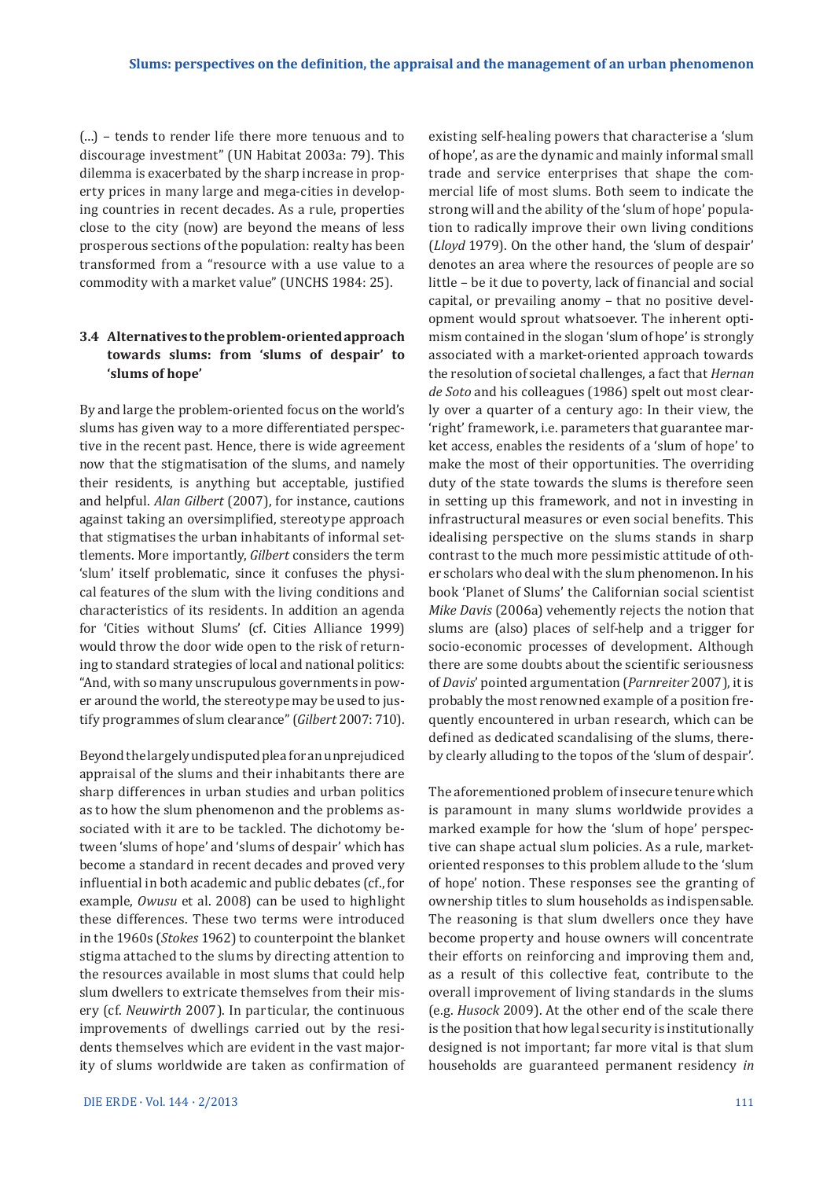(...) – tends to render life there more tenuous and to discourage investment" (UN Habitat 2003a: 79). This dilemma is exacerbated by the sharp increase in property prices in many large and mega-cities in developing countries in recent decades. As a rule, properties close to the city (now) are beyond the means of less prosperous sections of the population: realty has been transformed from a "resource with a use value to a commodity with a market value" (UNCHS 1984: 25).

### 3.4 Alternatives to the problem-oriented approach towards slums: from 'slums of despair' to 'slums of hope'

By and large the problem-oriented focus on the world's slums has given way to a more differentiated perspective in the recent past. Hence, there is wide agreement now that the stigmatisation of the slums, and namely their residents, is anything but acceptable, justified and helpful. *Alan Gilbert* (2007), for instance, cautions against taking an oversimplified, stereotype approach that stigmatises the urban inhabitants of informal settlements. More importantly, *Gilbert* considers the term 'slum' itself problematic, since it confuses the physical features of the slum with the living conditions and characteristics of its residents. In addition an agenda for 'Cities without Slums' (cf. Cities Alliance 1999) would throw the door wide open to the risk of returning to standard strategies of local and national politics: "And, with so many unscrupulous governments in power around the world, the stereotype may be used to justify programmes of slum clearance" (*Gilbert* 2007: 710).

Beyond the largely undisputed plea for an unprejudiced appraisal of the slums and their inhabitants there are sharp differences in urban studies and urban politics as to how the slum phenomenon and the problems associated with it are to be tackled. The dichotomy between 'slums of hope' and 'slums of despair' which has become a standard in recent decades and proved very influential in both academic and public debates (cf., for example, *Owusu* et al. 2008) can be used to highlight these differences. These two terms were introduced in the 1960s (*Stokes* 1962) to counterpoint the blanket stigma attached to the slums by directing attention to the resources available in most slums that could help slum dwellers to extricate themselves from their misery (cf. *Neuwirth* 2007). In particular, the continuous improvements of dwellings carried out by the residents themselves which are evident in the vast majority of slums worldwide are taken as confirmation of existing self-healing powers that characterise a 'slum of hope', as are the dynamic and mainly informal small trade and service enterprises that shape the commercial life of most slums. Both seem to indicate the strong will and the ability of the 'slum of hope' population to radically improve their own living conditions (*Lloyd* 1979). On the other hand, the 'slum of despair' denotes an area where the resources of people are so little – be it due to poverty, lack of financial and social capital, or prevailing anomy – that no positive development would sprout whatsoever. The inherent optimism contained in the slogan 'slum of hope' is strongly associated with a market-oriented approach towards the resolution of societal challenges, a fact that *Hernan de Soto* and his colleagues (1986) spelt out most clearly over a quarter of a century ago: In their view, the 'right' framework, i.e. parameters that guarantee market access, enables the residents of a 'slum of hope' to make the most of their opportunities. The overriding duty of the state towards the slums is therefore seen in setting up this framework, and not in investing in infrastructural measures or even social benefits. This idealising perspective on the slums stands in sharp contrast to the much more pessimistic attitude of other scholars who deal with the slum phenomenon. In his book 'Planet of Slums' the Californian social scientist *Mike Davis* (2006a) vehemently rejects the notion that slums are (also) places of self-help and a trigger for socio-economic processes of development. Although there are some doubts about the scientific seriousness of *Davis*' pointed argumentation (*Parnreiter* 2007), it is probably the most renowned example of a position frequently encountered in urban research, which can be defined as dedicated scandalising of the slums, thereby clearly alluding to the topos of the 'slum of despair'.

The aforementioned problem of insecure tenure which is paramount in many slums worldwide provides a marked example for how the 'slum of hope' perspective can shape actual slum policies. As a rule, market-oriented responses to this problem allude to the 'slum of hope' notion. These responses see the granting of ownership titles to slum households as indispensable. The reasoning is that slum dwellers once they have become property and house owners will concentrate their efforts on reinforcing and improving them and, as a result of this collective feat, contribute to the overall improvement of living standards in the slums (e.g. *Husock* 2009). At the other end of the scale there is the position that how legal security is institutionally designed is not important; far more vital is that slum households are guaranteed permanent residency *in*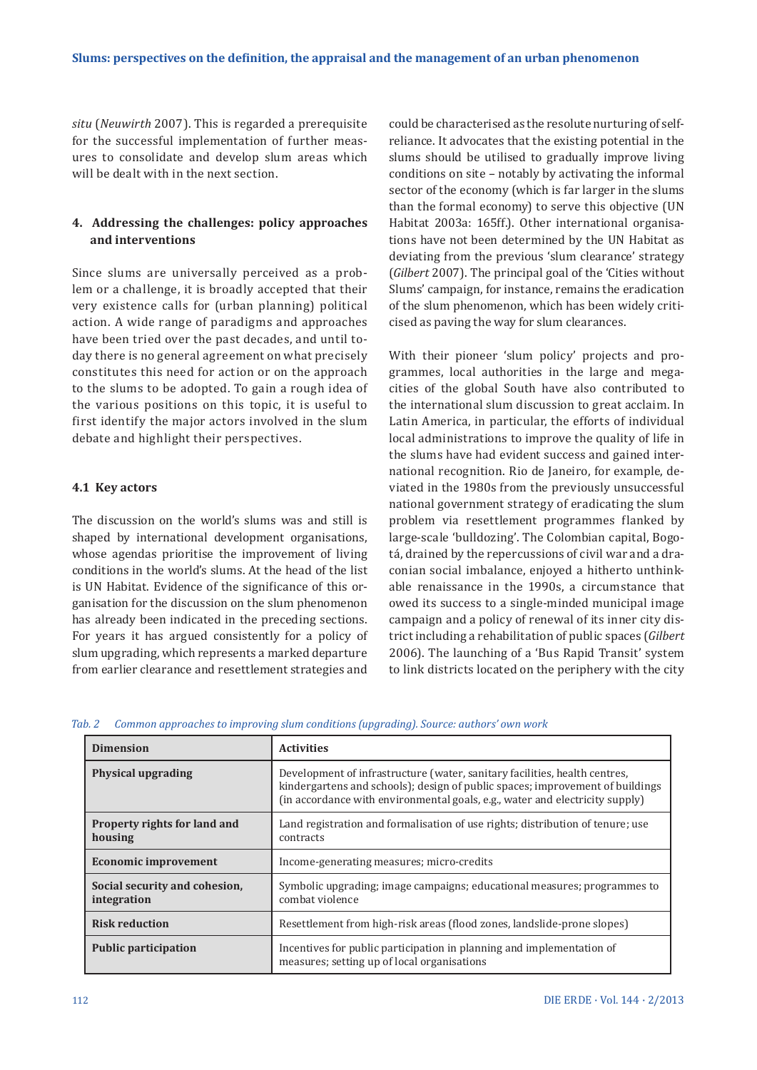*situ* (*Neuwirth* 2007). This is regarded a prerequisite for the successful implementation of further measures to consolidate and develop slum areas which will be dealt with in the next section.

## 4. Addressing the challenges: policy approaches and interventions

Since slums are universally perceived as a problem or a challenge, it is broadly accepted that their very existence calls for (urban planning) political action. A wide range of paradigms and approaches have been tried over the past decades, and until today there is no general agreement on what precisely constitutes this need for action or on the approach to the slums to be adopted. To gain a rough idea of the various positions on this topic, it is useful to first identify the major actors involved in the slum debate and highlight their perspectives.

### 4.1 Key actors

The discussion on the world's slums was and still is shaped by international development organisations, whose agendas prioritise the improvement of living conditions in the world's slums. At the head of the list is UN Habitat. Evidence of the significance of this organisation for the discussion on the slum phenomenon has already been indicated in the preceding sections. For years it has argued consistently for a policy of slum upgrading, which represents a marked departure from earlier clearance and resettlement strategies and could be characterised as the resolute nurturing of self-reliance. It advocates that the existing potential in the slums should be utilised to gradually improve living conditions on site – notably by activating the informal sector of the economy (which is far larger in the slums than the formal economy) to serve this objective (UN Habitat 2003a: 165ff.). Other international organisations have not been determined by the UN Habitat as deviating from the previous 'slum clearance' strategy (*Gilbert* 2007). The principal goal of the 'Cities without Slums' campaign, for instance, remains the eradication of the slum phenomenon, which has been widely criticised as paving the way for slum clearances.

With their pioneer 'slum policy' projects and programmes, local authorities in the large and mega-cities of the global South have also contributed to the international slum discussion to great acclaim. In Latin America, in particular, the efforts of individual local administrations to improve the quality of life in the slums have had evident success and gained international recognition. Rio de Janeiro, for example, deviated in the 1980s from the previously unsuccessful national government strategy of eradicating the slum problem via resettlement programmes flanked by large-scale 'bulldozing'. The Colombian capital, Bogotá, drained by the repercussions of civil war and a draconian social imbalance, enjoyed a hitherto unthinkable renaissance in the 1990s, a circumstance that owed its success to a single-minded municipal image campaign and a policy of renewal of its inner city district including a rehabilitation of public spaces (*Gilbert* 2006). The launching of a 'Bus Rapid Transit' system to link districts located on the periphery with the city

*Tab. 2 Common approaches to improving slum conditions (upgrading). Source: authors' own work*

| Dimension | Activities |
|---|---|
| **Physical upgrading** | Development of infrastructure (water, sanitary facilities, health centres, kindergartens and schools); design of public spaces; improvement of buildings (in accordance with environmental goals, e.g., water and electricity supply) |
| **Property rights for land and housing** | Land registration and formalisation of use rights; distribution of tenure; use contracts |
| **Economic improvement** | Income-generating measures; micro-credits |
| **Social security and cohesion, integration** | Symbolic upgrading; image campaigns; educational measures; programmes to combat violence |
| **Risk reduction** | Resettlement from high-risk areas (flood zones, landslide-prone slopes) |
| **Public participation** | Incentives for public participation in planning and implementation of measures; setting up of local organisations |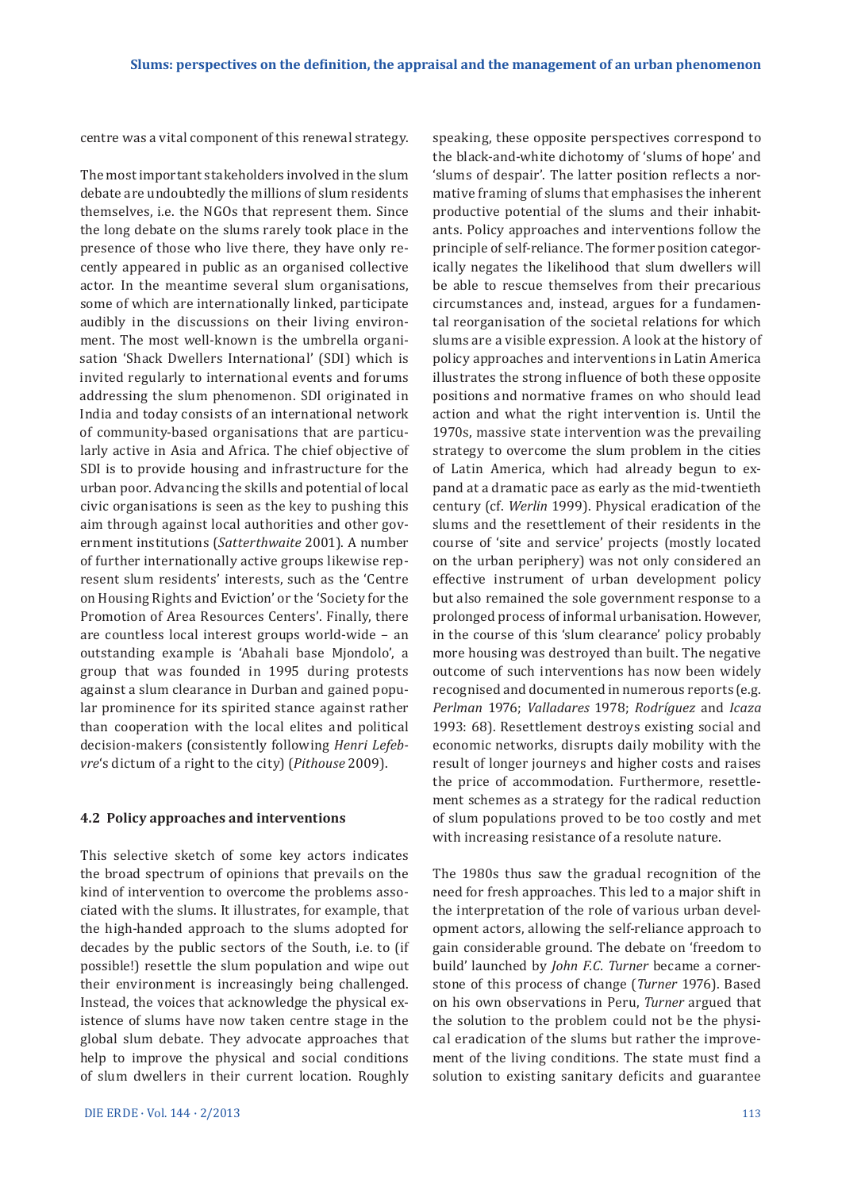centre was a vital component of this renewal strategy.

The most important stakeholders involved in the slum debate are undoubtedly the millions of slum residents themselves, i.e. the NGOs that represent them. Since the long debate on the slums rarely took place in the presence of those who live there, they have only recently appeared in public as an organised collective actor. In the meantime several slum organisations, some of which are internationally linked, participate audibly in the discussions on their living environment. The most well-known is the umbrella organisation 'Shack Dwellers International' (SDI) which is invited regularly to international events and forums addressing the slum phenomenon. SDI originated in India and today consists of an international network of community-based organisations that are particularly active in Asia and Africa. The chief objective of SDI is to provide housing and infrastructure for the urban poor. Advancing the skills and potential of local civic organisations is seen as the key to pushing this aim through against local authorities and other government institutions (*Satterthwaite* 2001). A number of further internationally active groups likewise represent slum residents' interests, such as the 'Centre on Housing Rights and Eviction' or the 'Society for the Promotion of Area Resources Centers'. Finally, there are countless local interest groups world-wide – an outstanding example is 'Abahali base Mjondolo', a group that was founded in 1995 during protests against a slum clearance in Durban and gained popular prominence for its spirited stance against rather than cooperation with the local elites and political decision-makers (consistently following *Henri Lefebvre*'s dictum of a right to the city) (*Pithouse* 2009).

### 4.2 Policy approaches and interventions

This selective sketch of some key actors indicates the broad spectrum of opinions that prevails on the kind of intervention to overcome the problems associated with the slums. It illustrates, for example, that the high-handed approach to the slums adopted for decades by the public sectors of the South, i.e. to (if possible!) resettle the slum population and wipe out their environment is increasingly being challenged. Instead, the voices that acknowledge the physical existence of slums have now taken centre stage in the global slum debate. They advocate approaches that help to improve the physical and social conditions of slum dwellers in their current location. Roughly speaking, these opposite perspectives correspond to the black-and-white dichotomy of 'slums of hope' and 'slums of despair'. The latter position reflects a normative framing of slums that emphasises the inherent productive potential of the slums and their inhabitants. Policy approaches and interventions follow the principle of self-reliance. The former position categorically negates the likelihood that slum dwellers will be able to rescue themselves from their precarious circumstances and, instead, argues for a fundamental reorganisation of the societal relations for which slums are a visible expression. A look at the history of policy approaches and interventions in Latin America illustrates the strong influence of both these opposite positions and normative frames on who should lead action and what the right intervention is. Until the 1970s, massive state intervention was the prevailing strategy to overcome the slum problem in the cities of Latin America, which had already begun to expand at a dramatic pace as early as the mid-twentieth century (cf. *Werlin* 1999). Physical eradication of the slums and the resettlement of their residents in the course of 'site and service' projects (mostly located on the urban periphery) was not only considered an effective instrument of urban development policy but also remained the sole government response to a prolonged process of informal urbanisation. However, in the course of this 'slum clearance' policy probably more housing was destroyed than built. The negative outcome of such interventions has now been widely recognised and documented in numerous reports (e.g. *Perlman* 1976; *Valladares* 1978; *Rodríguez* and *Icaza* 1993: 68). Resettlement destroys existing social and economic networks, disrupts daily mobility with the result of longer journeys and higher costs and raises the price of accommodation. Furthermore, resettlement schemes as a strategy for the radical reduction of slum populations proved to be too costly and met with increasing resistance of a resolute nature.

The 1980s thus saw the gradual recognition of the need for fresh approaches. This led to a major shift in the interpretation of the role of various urban development actors, allowing the self-reliance approach to gain considerable ground. The debate on 'freedom to build' launched by *John F.C. Turner* became a cornerstone of this process of change (*Turner* 1976). Based on his own observations in Peru, *Turner* argued that the solution to the problem could not be the physical eradication of the slums but rather the improvement of the living conditions. The state must find a solution to existing sanitary deficits and guarantee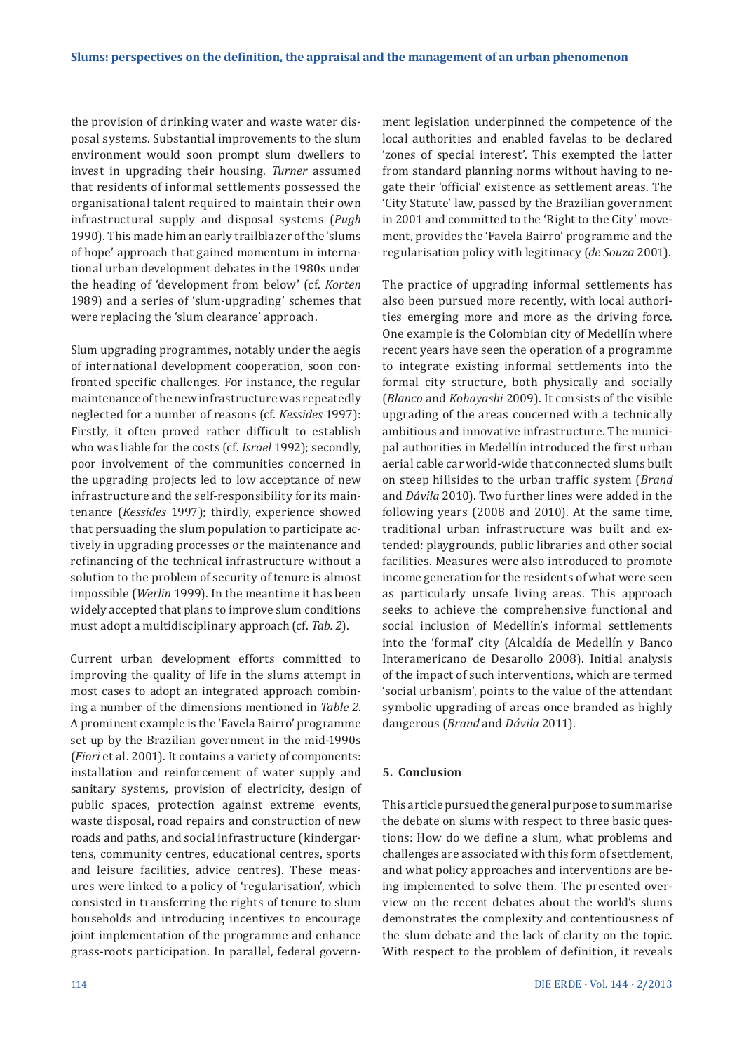the provision of drinking water and waste water disposal systems. Substantial improvements to the slum environment would soon prompt slum dwellers to invest in upgrading their housing. *Turner* assumed that residents of informal settlements possessed the organisational talent required to maintain their own infrastructural supply and disposal systems (*Pugh* 1990). This made him an early trailblazer of the 'slums of hope' approach that gained momentum in international urban development debates in the 1980s under the heading of 'development from below' (cf. *Korten* 1989) and a series of 'slum-upgrading' schemes that were replacing the 'slum clearance' approach.

Slum upgrading programmes, notably under the aegis of international development cooperation, soon confronted specific challenges. For instance, the regular maintenance of the new infrastructure was repeatedly neglected for a number of reasons (cf. *Kessides* 1997): Firstly, it often proved rather difficult to establish who was liable for the costs (cf. *Israel* 1992); secondly, poor involvement of the communities concerned in the upgrading projects led to low acceptance of new infrastructure and the self-responsibility for its maintenance (*Kessides* 1997); thirdly, experience showed that persuading the slum population to participate actively in upgrading processes or the maintenance and refinancing of the technical infrastructure without a solution to the problem of security of tenure is almost impossible (*Werlin* 1999). In the meantime it has been widely accepted that plans to improve slum conditions must adopt a multidisciplinary approach (cf. *Tab. 2*).

Current urban development efforts committed to improving the quality of life in the slums attempt in most cases to adopt an integrated approach combining a number of the dimensions mentioned in *Table 2*. A prominent example is the 'Favela Bairro' programme set up by the Brazilian government in the mid-1990s (*Fiori* et al. 2001). It contains a variety of components: installation and reinforcement of water supply and sanitary systems, provision of electricity, design of public spaces, protection against extreme events, waste disposal, road repairs and construction of new roads and paths, and social infrastructure (kindergartens, community centres, educational centres, sports and leisure facilities, advice centres). These measures were linked to a policy of 'regularisation', which consisted in transferring the rights of tenure to slum households and introducing incentives to encourage joint implementation of the programme and enhance grass-roots participation. In parallel, federal government legislation underpinned the competence of the local authorities and enabled favelas to be declared 'zones of special interest'. This exempted the latter from standard planning norms without having to negate their 'official' existence as settlement areas. The 'City Statute' law, passed by the Brazilian government in 2001 and committed to the 'Right to the City' movement, provides the 'Favela Bairro' programme and the regularisation policy with legitimacy (*de Souza* 2001).

The practice of upgrading informal settlements has also been pursued more recently, with local authorities emerging more and more as the driving force. One example is the Colombian city of Medellín where recent years have seen the operation of a programme to integrate existing informal settlements into the formal city structure, both physically and socially (*Blanco* and *Kobayashi* 2009). It consists of the visible upgrading of the areas concerned with a technically ambitious and innovative infrastructure. The municipal authorities in Medellín introduced the first urban aerial cable car world-wide that connected slums built on steep hillsides to the urban traffic system (*Brand* and *Dávila* 2010). Two further lines were added in the following years (2008 and 2010). At the same time, traditional urban infrastructure was built and extended: playgrounds, public libraries and other social facilities. Measures were also introduced to promote income generation for the residents of what were seen as particularly unsafe living areas. This approach seeks to achieve the comprehensive functional and social inclusion of Medellín's informal settlements into the 'formal' city (Alcaldía de Medellín y Banco Interamericano de Desarollo 2008). Initial analysis of the impact of such interventions, which are termed 'social urbanism', points to the value of the attendant symbolic upgrading of areas once branded as highly dangerous (*Brand* and *Dávila* 2011).

## 5. Conclusion

This article pursued the general purpose to summarise the debate on slums with respect to three basic questions: How do we define a slum, what problems and challenges are associated with this form of settlement, and what policy approaches and interventions are being implemented to solve them. The presented overview on the recent debates about the world's slums demonstrates the complexity and contentiousness of the slum debate and the lack of clarity on the topic. With respect to the problem of definition, it reveals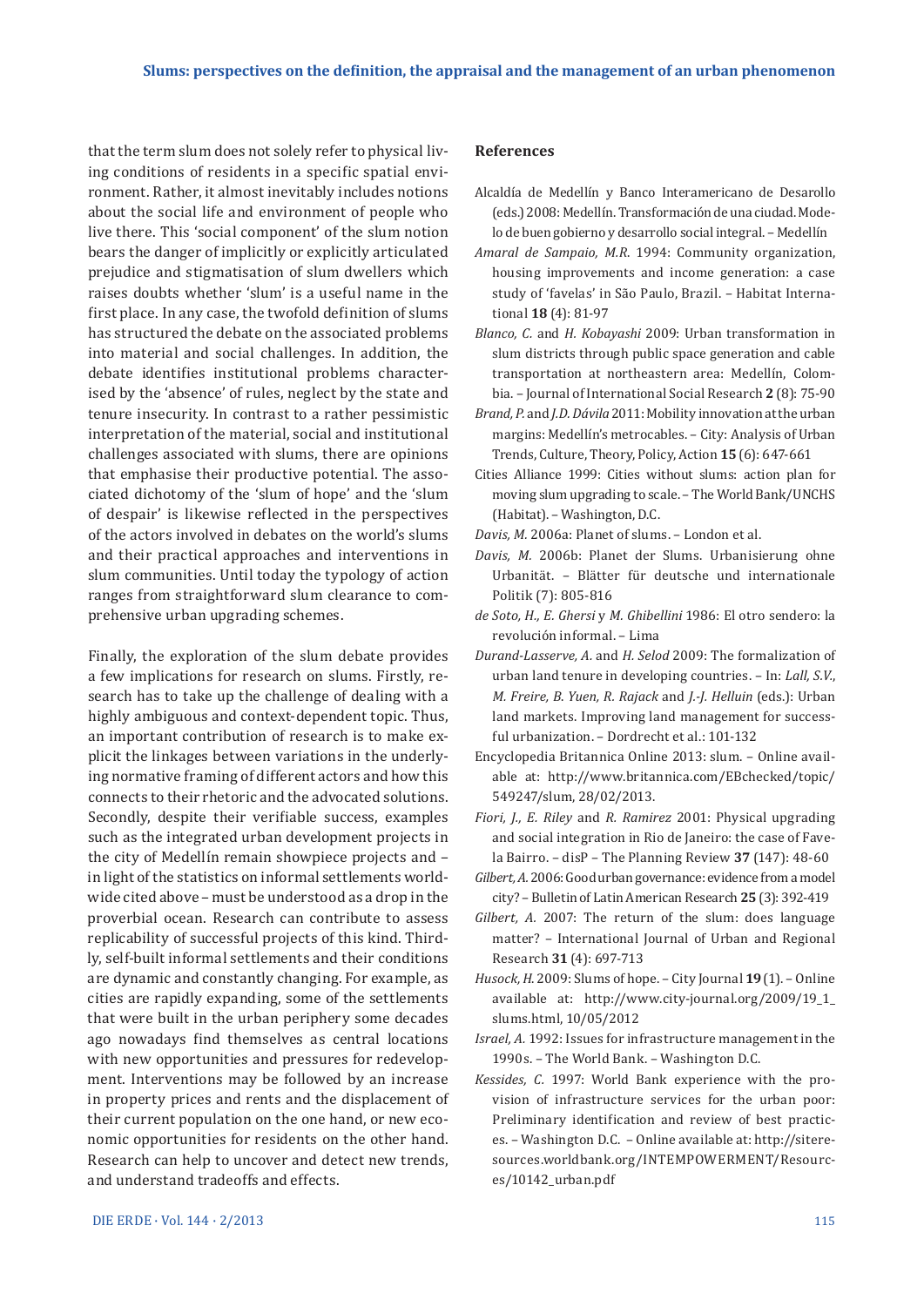that the term slum does not solely refer to physical living conditions of residents in a specific spatial environment. Rather, it almost inevitably includes notions about the social life and environment of people who live there. This 'social component' of the slum notion bears the danger of implicitly or explicitly articulated prejudice and stigmatisation of slum dwellers which raises doubts whether 'slum' is a useful name in the first place. In any case, the twofold definition of slums has structured the debate on the associated problems into material and social challenges. In addition, the debate identifies institutional problems characterised by the 'absence' of rules, neglect by the state and tenure insecurity. In contrast to a rather pessimistic interpretation of the material, social and institutional challenges associated with slums, there are opinions that emphasise their productive potential. The associated dichotomy of the 'slum of hope' and the 'slum of despair' is likewise reflected in the perspectives of the actors involved in debates on the world's slums and their practical approaches and interventions in slum communities. Until today the typology of action ranges from straightforward slum clearance to comprehensive urban upgrading schemes.

Finally, the exploration of the slum debate provides a few implications for research on slums. Firstly, research has to take up the challenge of dealing with a highly ambiguous and context-dependent topic. Thus, an important contribution of research is to make explicit the linkages between variations in the underlying normative framing of different actors and how this connects to their rhetoric and the advocated solutions. Secondly, despite their verifiable success, examples such as the integrated urban development projects in the city of Medellín remain showpiece projects and – in light of the statistics on informal settlements worldwide cited above – must be understood as a drop in the proverbial ocean. Research can contribute to assess replicability of successful projects of this kind. Thirdly, self-built informal settlements and their conditions are dynamic and constantly changing. For example, as cities are rapidly expanding, some of the settlements that were built in the urban periphery some decades ago nowadays find themselves as central locations with new opportunities and pressures for redevelopment. Interventions may be followed by an increase in property prices and rents and the displacement of their current population on the one hand, or new economic opportunities for residents on the other hand. Research can help to uncover and detect new trends, and understand tradeoffs and effects.

## References

Alcaldía de Medellín y Banco Interamericano de Desarollo (eds.) 2008: Medellín. Transformación de una ciudad. Modelo de buen gobierno y desarrollo social integral. – Medellín

*Amaral de Sampaio, M.R.* 1994: Community organization, housing improvements and income generation: a case study of 'favelas' in São Paulo, Brazil. – Habitat International **18** (4): 81-97

*Blanco, C.* and *H. Kobayashi* 2009: Urban transformation in slum districts through public space generation and cable transportation at northeastern area: Medellín, Colombia. – Journal of International Social Research **2** (8): 75-90

*Brand, P.* and *J.D. Dávila* 2011: Mobility innovation at the urban margins: Medellín's metrocables. – City: Analysis of Urban Trends, Culture, Theory, Policy, Action **15** (6): 647-661

Cities Alliance 1999: Cities without slums: action plan for moving slum upgrading to scale. – The World Bank/UNCHS (Habitat). – Washington, D.C.

*Davis, M.* 2006a: Planet of slums. – London et al.

*Davis, M.* 2006b: Planet der Slums. Urbanisierung ohne Urbanität. – Blätter für deutsche und internationale Politik (7): 805-816

*de Soto, H., E. Ghersi* y *M. Ghibellini* 1986: El otro sendero: la revolución informal. – Lima

*Durand-Lasserve, A.* and *H. Selod* 2009: The formalization of urban land tenure in developing countries. – In: *Lall, S.V., M. Freire, B. Yuen, R. Rajack* and *J.-J. Helluin* (eds.): Urban land markets. Improving land management for successful urbanization. – Dordrecht et al.: 101-132

Encyclopedia Britannica Online 2013: slum. – Online available at: http://www.britannica.com/EBchecked/topic/549247/slum, 28/02/2013.

*Fiori, J., E. Riley* and *R. Ramirez* 2001: Physical upgrading and social integration in Rio de Janeiro: the case of Favela Bairro. – disP – The Planning Review **37** (147): 48-60

*Gilbert, A.* 2006: Good urban governance: evidence from a model city? – Bulletin of Latin American Research **25** (3): 392-419

*Gilbert, A.* 2007: The return of the slum: does language matter? – International Journal of Urban and Regional Research **31** (4): 697-713

*Husock, H.* 2009: Slums of hope. – City Journal **19** (1). – Online available at: http://www.city-journal.org/2009/19_1_slums.html, 10/05/2012

*Israel, A.* 1992: Issues for infrastructure management in the 1990s. – The World Bank. – Washington D.C.

*Kessides, C.* 1997: World Bank experience with the provision of infrastructure services for the urban poor: Preliminary identification and review of best practices. – Washington D.C. – Online available at: http://siteresources.worldbank.org/INTEMPOWERMENT/Resources/10142_urban.pdf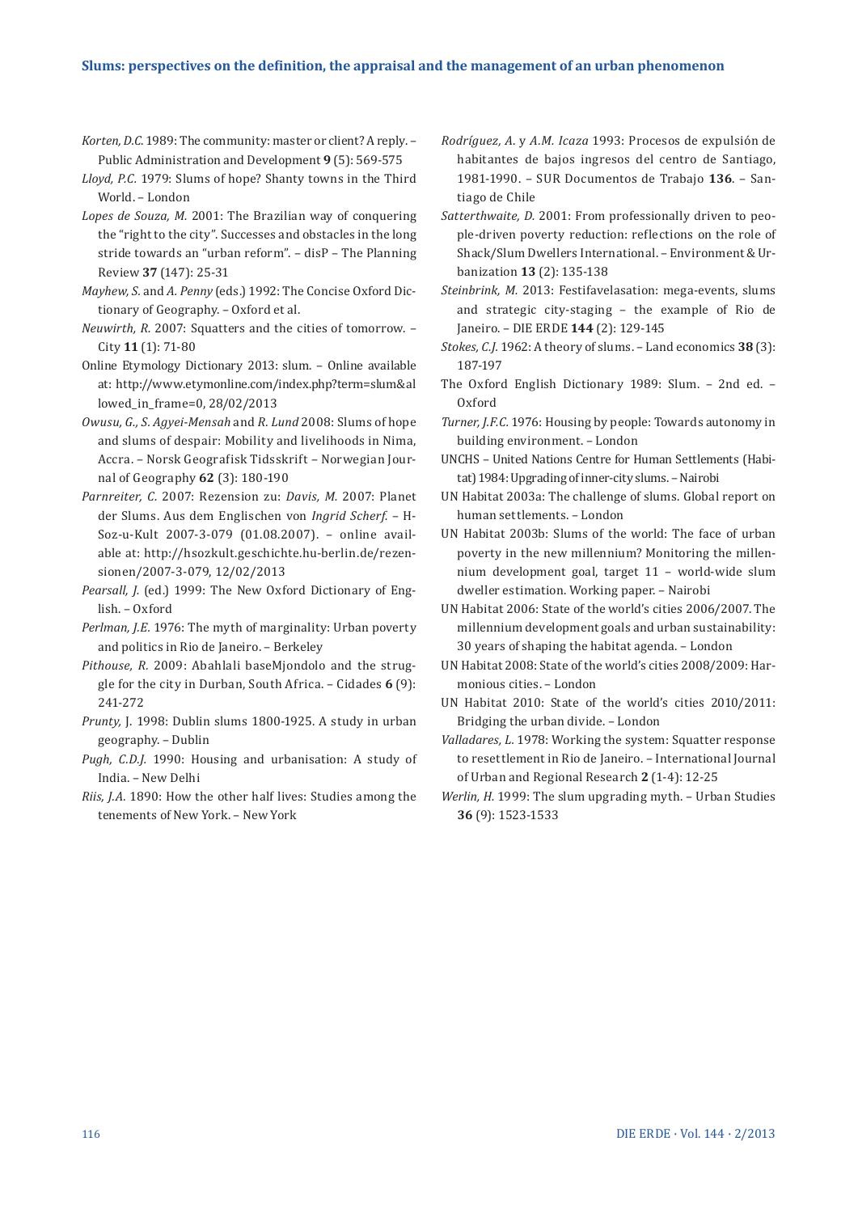*Korten, D.C.* 1989: The community: master or client? A reply. – Public Administration and Development **9** (5): 569-575

*Lloyd, P.C.* 1979: Slums of hope? Shanty towns in the Third World. – London

*Lopes de Souza, M.* 2001: The Brazilian way of conquering the "right to the city". Successes and obstacles in the long stride towards an "urban reform". – disP – The Planning Review **37** (147): 25-31

*Mayhew, S.* and *A. Penny* (eds.) 1992: The Concise Oxford Dictionary of Geography. – Oxford et al.

*Neuwirth, R.* 2007: Squatters and the cities of tomorrow. – City **11** (1): 71-80

Online Etymology Dictionary 2013: slum. – Online available at: http://www.etymonline.com/index.php?term=slum&allowed_in_frame=0, 28/02/2013

*Owusu, G., S. Agyei-Mensah* and *R. Lund* 2008: Slums of hope and slums of despair: Mobility and livelihoods in Nima, Accra. – Norsk Geografisk Tidsskrift – Norwegian Journal of Geography **62** (3): 180-190

*Parnreiter, C.* 2007: Rezension zu: *Davis, M.* 2007: Planet der Slums. Aus dem Englischen von *Ingrid Scherf*. – H-Soz-u-Kult 2007-3-079 (01.08.2007). – online available at: http://hsozkult.geschichte.hu-berlin.de/rezensionen/2007-3-079, 12/02/2013

*Pearsall, J.* (ed.) 1999: The New Oxford Dictionary of English. – Oxford

*Perlman, J.E.* 1976: The myth of marginality: Urban poverty and politics in Rio de Janeiro. – Berkeley

*Pithouse, R.* 2009: Abahlali baseMjondolo and the struggle for the city in Durban, South Africa. – Cidades **6** (9): 241-272

*Prunty,* J. 1998: Dublin slums 1800-1925. A study in urban geography. – Dublin

*Pugh, C.D.J.* 1990: Housing and urbanisation: A study of India. – New Delhi

*Riis, J.A.* 1890: How the other half lives: Studies among the tenements of New York. – New York

*Rodríguez, A.* y *A.M. Icaza* 1993: Procesos de expulsión de habitantes de bajos ingresos del centro de Santiago, 1981-1990. – SUR Documentos de Trabajo **136**. – Santiago de Chile

*Satterthwaite, D.* 2001: From professionally driven to people-driven poverty reduction: reflections on the role of Shack/Slum Dwellers International. – Environment & Urbanization **13** (2): 135-138

*Steinbrink, M.* 2013: Festifavelasation: mega-events, slums and strategic city-staging – the example of Rio de Janeiro. – DIE ERDE **144** (2): 129-145

*Stokes, C.J.* 1962: A theory of slums. – Land economics **38** (3): 187-197

The Oxford English Dictionary 1989: Slum. – 2nd ed. – Oxford

*Turner, J.F.C.* 1976: Housing by people: Towards autonomy in building environment. – London

UNCHS – United Nations Centre for Human Settlements (Habitat) 1984: Upgrading of inner-city slums. – Nairobi

UN Habitat 2003a: The challenge of slums. Global report on human settlements. – London

UN Habitat 2003b: Slums of the world: The face of urban poverty in the new millennium? Monitoring the millennium development goal, target 11 – world-wide slum dweller estimation. Working paper. – Nairobi

UN Habitat 2006: State of the world's cities 2006/2007. The millennium development goals and urban sustainability: 30 years of shaping the habitat agenda. – London

UN Habitat 2008: State of the world's cities 2008/2009: Harmonious cities. – London

UN Habitat 2010: State of the world's cities 2010/2011: Bridging the urban divide. – London

*Valladares, L.* 1978: Working the system: Squatter response to resettlement in Rio de Janeiro. – International Journal of Urban and Regional Research **2** (1-4): 12-25

*Werlin, H.* 1999: The slum upgrading myth. – Urban Studies **36** (9): 1523-1533